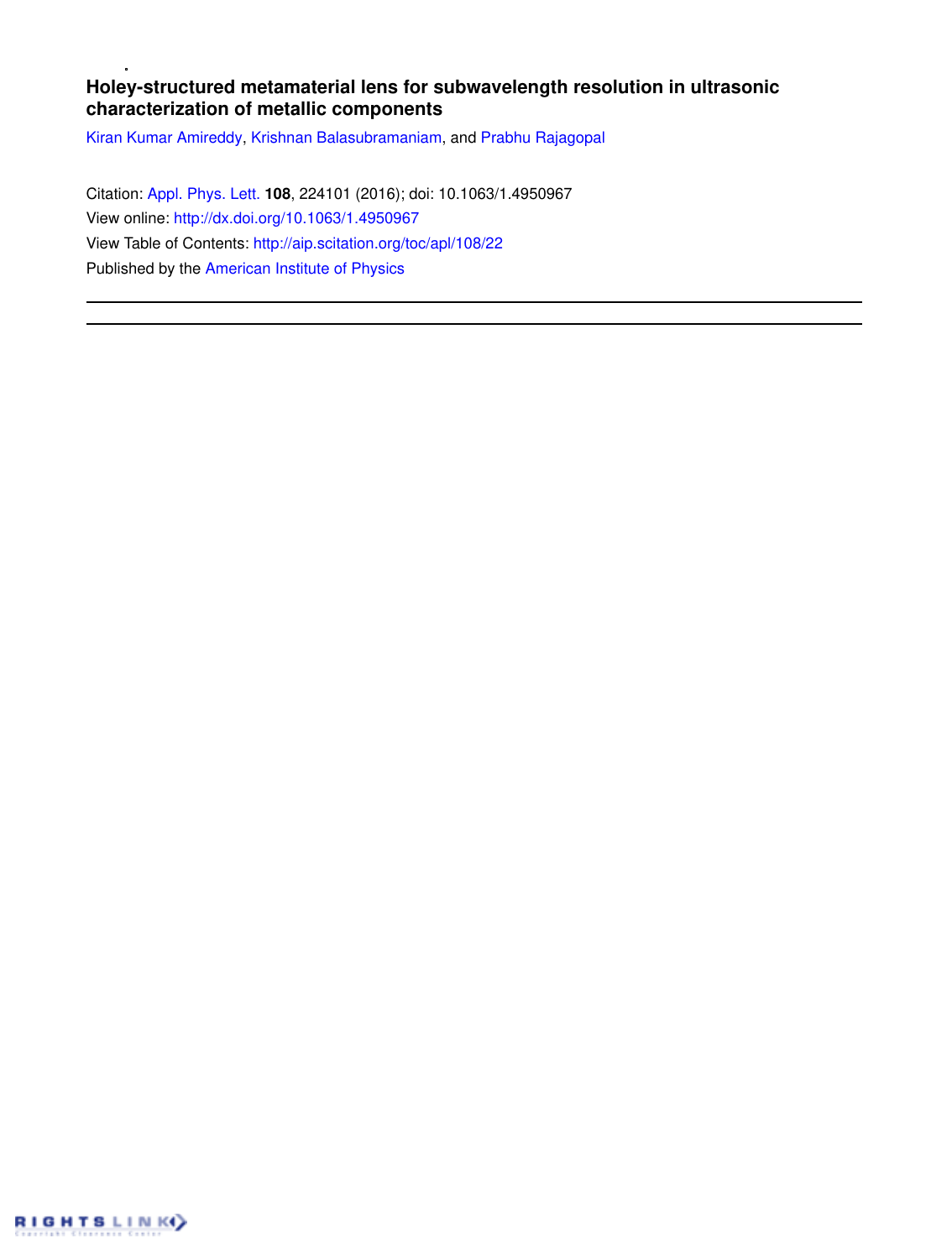# Holey-structured metamaterial lens for subwavelength resolution in ultrasonic characterization of metallic components

Kiran Kumar Amireddy, Krishnan Balasubramaniam, and Prabhu Rajagopal

Citation: Appl. Phys. Lett. **108**, 224101 (2016); doi: 10.1063/1.4950967

View online: http://dx.doi.org/10.1063/1.4950967

View Table of Contents: http://aip.scitation.org/toc/apl/108/22

Published by the American Institute of Physics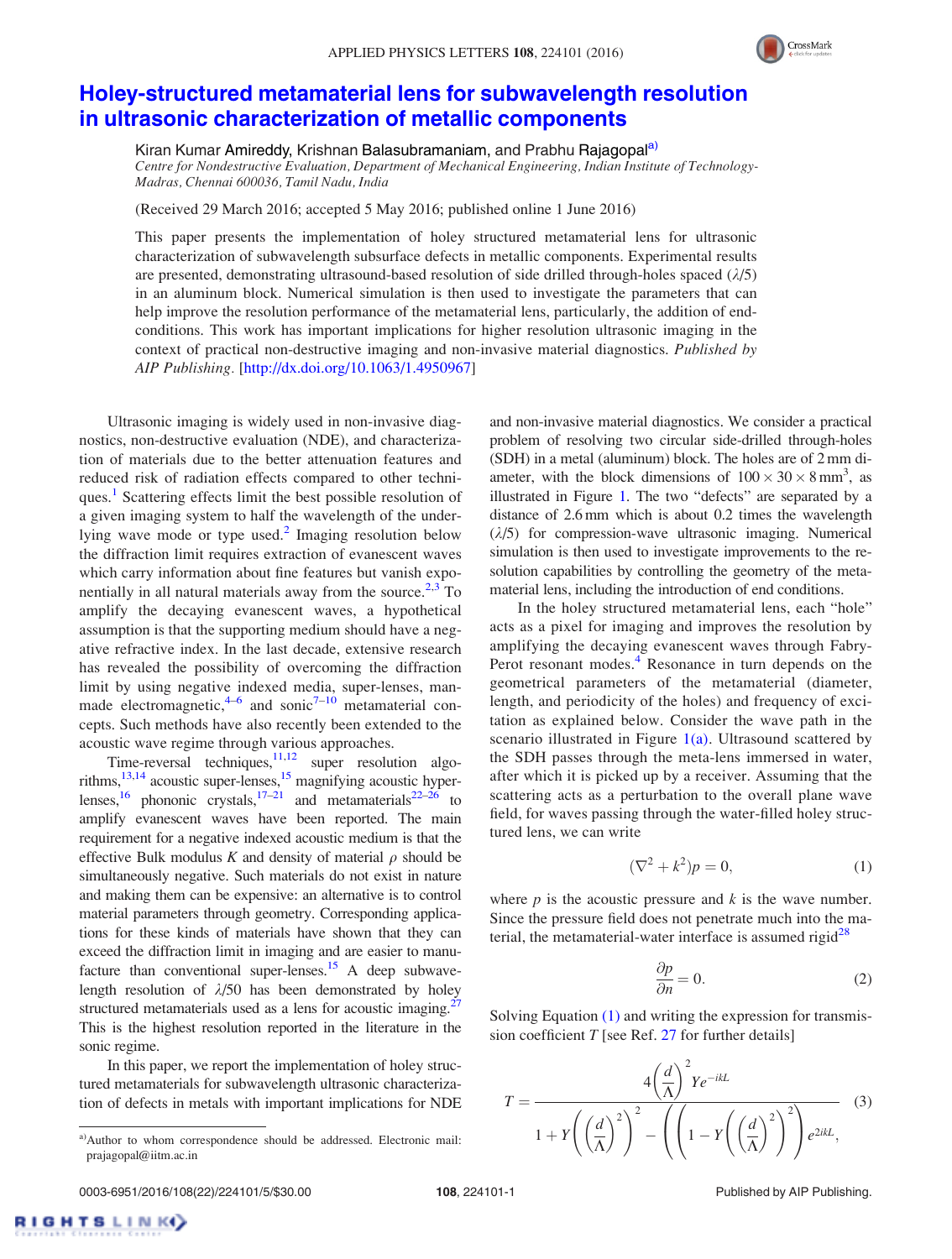# Holey-structured metamaterial lens for subwavelength resolution in ultrasonic characterization of metallic components

Kiran Kumar Amireddy, Krishnan Balasubramaniam, and Prabhu Rajagopal[a)]

*Centre for Nondestructive Evaluation, Department of Mechanical Engineering, Indian Institute of Technology-Madras, Chennai 600036, Tamil Nadu, India*

(Received 29 March 2016; accepted 5 May 2016; published online 1 June 2016)

This paper presents the implementation of holey structured metamaterial lens for ultrasonic characterization of subwavelength subsurface defects in metallic components. Experimental results are presented, demonstrating ultrasound-based resolution of side drilled through-holes spaced ($\lambda/5$) in an aluminum block. Numerical simulation is then used to investigate the parameters that can help improve the resolution performance of the metamaterial lens, particularly, the addition of end-conditions. This work has important implications for higher resolution ultrasonic imaging in the context of practical non-destructive imaging and non-invasive material diagnostics. *Published by AIP Publishing.* [http://dx.doi.org/10.1063/1.4950967]

Ultrasonic imaging is widely used in non-invasive diagnostics, non-destructive evaluation (NDE), and characterization of materials due to the better attenuation features and reduced risk of radiation effects compared to other techniques.[1] Scattering effects limit the best possible resolution of a given imaging system to half the wavelength of the underlying wave mode or type used.[2] Imaging resolution below the diffraction limit requires extraction of evanescent waves which carry information about fine features but vanish exponentially in all natural materials away from the source.[2,3] To amplify the decaying evanescent waves, a hypothetical assumption is that the supporting medium should have a negative refractive index. In the last decade, extensive research has revealed the possibility of overcoming the diffraction limit by using negative indexed media, super-lenses, man-made electromagnetic,[4–6] and sonic[7–10] metamaterial concepts. Such methods have also recently been extended to the acoustic wave regime through various approaches.

Time-reversal techniques,[11,12] super resolution algorithms,[13,14] acoustic super-lenses,[15] magnifying acoustic hyper-lenses,[16] phononic crystals,[17–21] and metamaterials[22–26] to amplify evanescent waves have been reported. The main requirement for a negative indexed acoustic medium is that the effective Bulk modulus $K$ and density of material $\rho$ should be simultaneously negative. Such materials do not exist in nature and making them can be expensive: an alternative is to control material parameters through geometry. Corresponding applications for these kinds of materials have shown that they can exceed the diffraction limit in imaging and are easier to manufacture than conventional super-lenses.[15] A deep subwavelength resolution of $\lambda/50$ has been demonstrated by holey structured metamaterials used as a lens for acoustic imaging.[27] This is the highest resolution reported in the literature in the sonic regime.

In this paper, we report the implementation of holey structured metamaterials for subwavelength ultrasonic characterization of defects in metals with important implications for NDE and non-invasive material diagnostics. We consider a practical problem of resolving two circular side-drilled through-holes (SDH) in a metal (aluminum) block. The holes are of 2 mm diameter, with the block dimensions of $100 \times 30 \times 8\,\text{mm}^3$, as illustrated in Figure 1. The two "defects" are separated by a distance of 2.6 mm which is about 0.2 times the wavelength ($\lambda/5$) for compression-wave ultrasonic imaging. Numerical simulation is then used to investigate improvements to the resolution capabilities by controlling the geometry of the metamaterial lens, including the introduction of end conditions.

In the holey structured metamaterial lens, each "hole" acts as a pixel for imaging and improves the resolution by amplifying the decaying evanescent waves through Fabry-Perot resonant modes.[4] Resonance in turn depends on the geometrical parameters of the metamaterial (diameter, length, and periodicity of the holes) and frequency of excitation as explained below. Consider the wave path in the scenario illustrated in Figure 1(a). Ultrasound scattered by the SDH passes through the meta-lens immersed in water, after which it is picked up by a receiver. Assuming that the scattering acts as a perturbation to the overall plane wave field, for waves passing through the water-filled holey structured lens, we can write

$$(\nabla^2 + k^2)p = 0, \tag{1}$$

where $p$ is the acoustic pressure and $k$ is the wave number. Since the pressure field does not penetrate much into the material, the metamaterial-water interface is assumed rigid[28]

$$\frac{\partial p}{\partial n} = 0. \tag{2}$$

Solving Equation (1) and writing the expression for transmission coefficient $T$ [see Ref. 27 for further details]

$$T = \frac{4\left(\dfrac{d}{\Lambda}\right)^2 Y e^{-ikL}}{1 + Y\left(\left(\dfrac{d}{\Lambda}\right)^2\right)^2 - \left(\left(1 - Y\left(\left(\dfrac{d}{\Lambda}\right)^2\right)^2\right) e^{2ikL}\right.}, \tag{3}$$

a) Author to whom correspondence should be addressed. Electronic mail: prajagopal@iitm.ac.in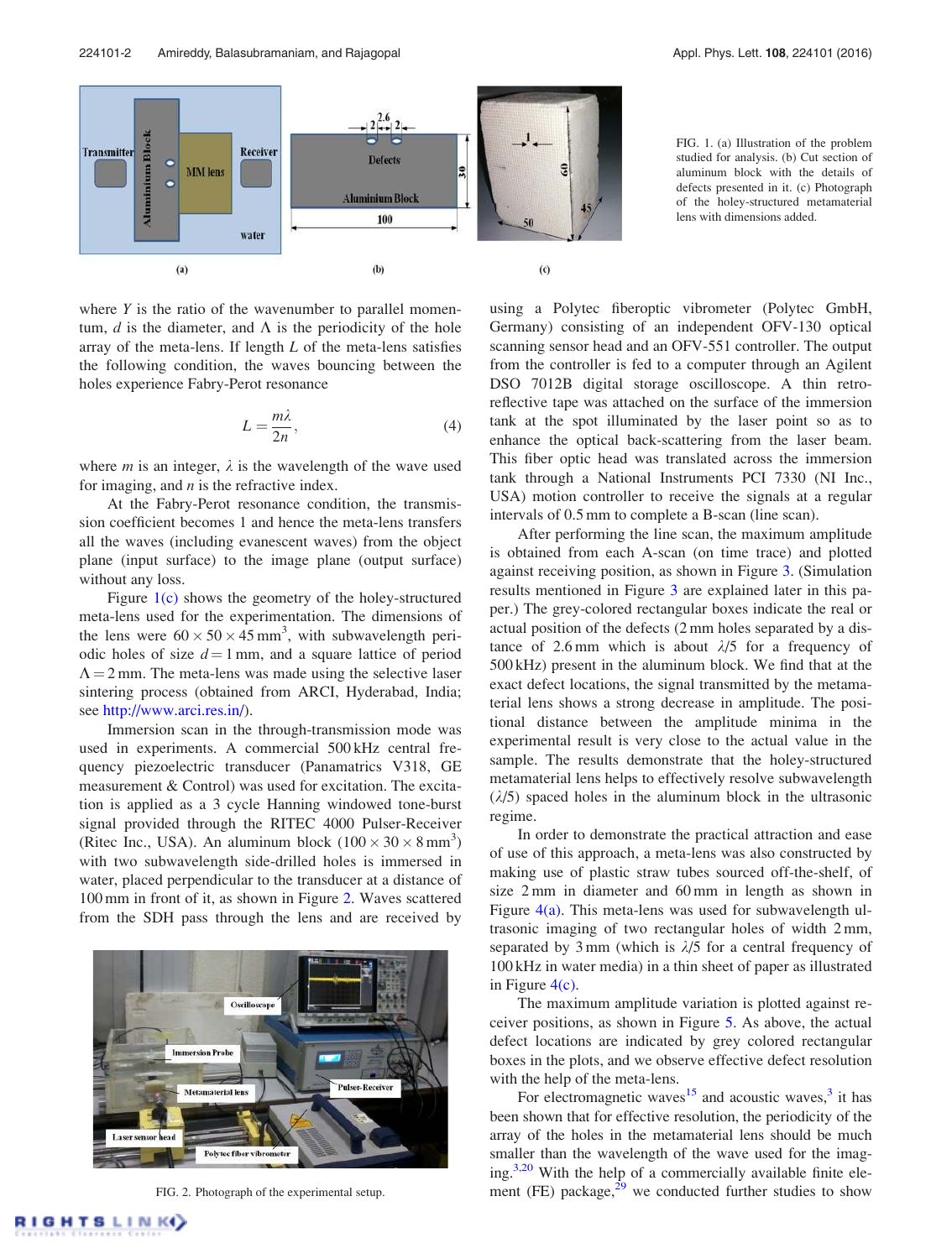FIG. 1. (a) Illustration of the problem studied for analysis. (b) Cut section of aluminum block with the details of defects presented in it. (c) Photograph of the holey-structured metamaterial lens with dimensions added.

where $Y$ is the ratio of the wavenumber to parallel momentum, $d$ is the diameter, and $\Lambda$ is the periodicity of the hole array of the meta-lens. If length $L$ of the meta-lens satisfies the following condition, the waves bouncing between the holes experience Fabry-Perot resonance

$$L = \frac{m\lambda}{2n}, \tag{4}$$

where $m$ is an integer, $\lambda$ is the wavelength of the wave used for imaging, and $n$ is the refractive index.

At the Fabry-Perot resonance condition, the transmission coefficient becomes 1 and hence the meta-lens transfers all the waves (including evanescent waves) from the object plane (input surface) to the image plane (output surface) without any loss.

Figure 1(c) shows the geometry of the holey-structured meta-lens used for the experimentation. The dimensions of the lens were $60 \times 50 \times 45\,\text{mm}^3$, with subwavelength periodic holes of size $d = 1\,\text{mm}$, and a square lattice of period $\Lambda = 2\,\text{mm}$. The meta-lens was made using the selective laser sintering process (obtained from ARCI, Hyderabad, India; see http://www.arci.res.in/).

Immersion scan in the through-transmission mode was used in experiments. A commercial 500 kHz central frequency piezoelectric transducer (Panamatrics V318, GE measurement & Control) was used for excitation. The excitation is applied as a 3 cycle Hanning windowed tone-burst signal provided through the RITEC 4000 Pulser-Receiver (Ritec Inc., USA). An aluminum block ($100 \times 30 \times 8\,\text{mm}^3$) with two subwavelength side-drilled holes is immersed in water, placed perpendicular to the transducer at a distance of 100 mm in front of it, as shown in Figure 2. Waves scattered from the SDH pass through the lens and are received by using a Polytec fiberoptic vibrometer (Polytec GmbH, Germany) consisting of an independent OFV-130 optical scanning sensor head and an OFV-551 controller. The output from the controller is fed to a computer through an Agilent DSO 7012B digital storage oscilloscope. A thin retro-reflective tape was attached on the surface of the immersion tank at the spot illuminated by the laser point so as to enhance the optical back-scattering from the laser beam. This fiber optic head was translated across the immersion tank through a National Instruments PCI 7330 (NI Inc., USA) motion controller to receive the signals at a regular intervals of 0.5 mm to complete a B-scan (line scan).

FIG. 2. Photograph of the experimental setup.

After performing the line scan, the maximum amplitude is obtained from each A-scan (on time trace) and plotted against receiving position, as shown in Figure 3. (Simulation results mentioned in Figure 3 are explained later in this paper.) The grey-colored rectangular boxes indicate the real or actual position of the defects (2 mm holes separated by a distance of 2.6 mm which is about $\lambda/5$ for a frequency of 500 kHz) present in the aluminum block. We find that at the exact defect locations, the signal transmitted by the metamaterial lens shows a strong decrease in amplitude. The positional distance between the amplitude minima in the experimental result is very close to the actual value in the sample. The results demonstrate that the holey-structured metamaterial lens helps to effectively resolve subwavelength ($\lambda/5$) spaced holes in the aluminum block in the ultrasonic regime.

In order to demonstrate the practical attraction and ease of use of this approach, a meta-lens was also constructed by making use of plastic straw tubes sourced off-the-shelf, of size 2 mm in diameter and 60 mm in length as shown in Figure 4(a). This meta-lens was used for subwavelength ultrasonic imaging of two rectangular holes of width 2 mm, separated by 3 mm (which is $\lambda/5$ for a central frequency of 100 kHz in water media) in a thin sheet of paper as illustrated in Figure 4(c).

The maximum amplitude variation is plotted against receiver positions, as shown in Figure 5. As above, the actual defect locations are indicated by grey colored rectangular boxes in the plots, and we observe effective defect resolution with the help of the meta-lens.

For electromagnetic waves[15] and acoustic waves,[3] it has been shown that for effective resolution, the periodicity of the array of the holes in the metamaterial lens should be much smaller than the wavelength of the wave used for the imaging.[3,20] With the help of a commercially available finite element (FE) package,[29] we conducted further studies to show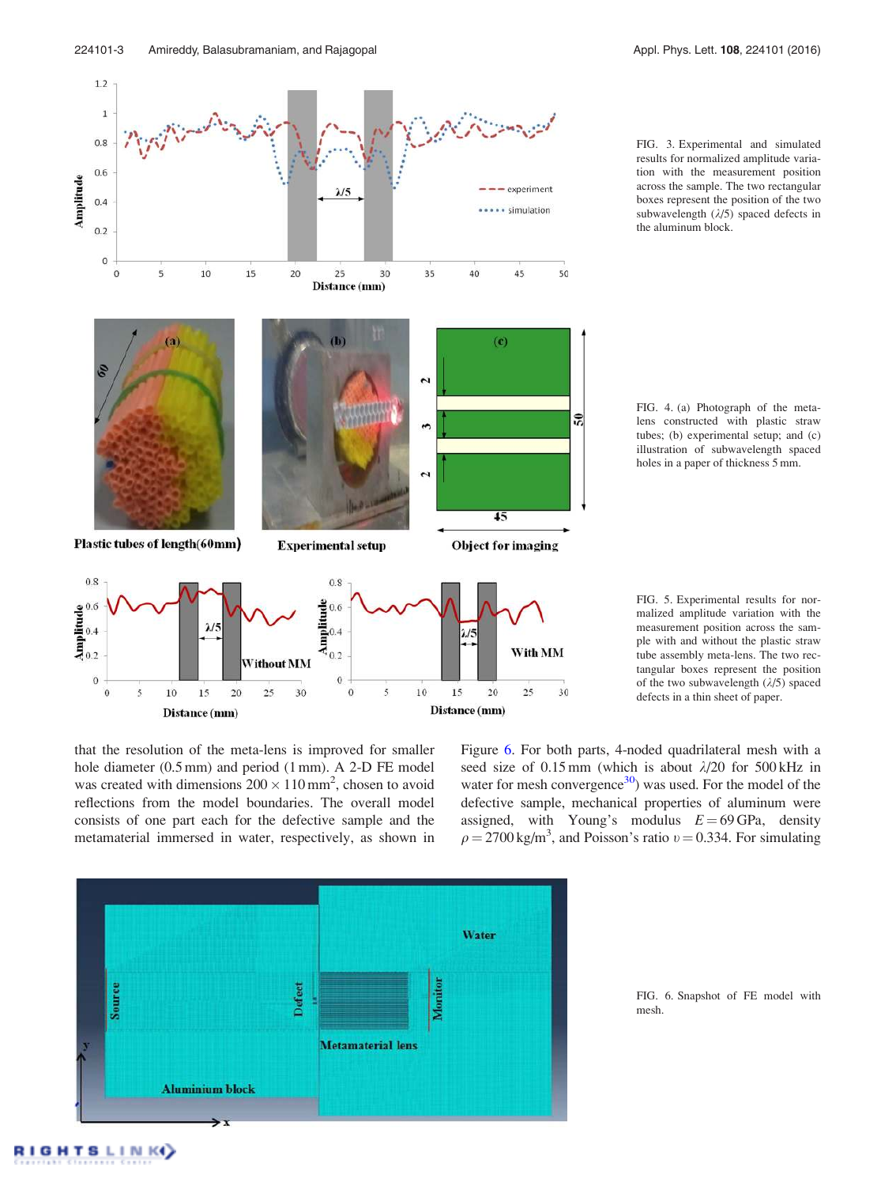FIG. 3. Experimental and simulated results for normalized amplitude variation with the measurement position across the sample. The two rectangular boxes represent the position of the two subwavelength ($\lambda/5$) spaced defects in the aluminum block.

FIG. 4. (a) Photograph of the meta-lens constructed with plastic straw tubes; (b) experimental setup; and (c) illustration of subwavelength spaced holes in a paper of thickness 5 mm.

FIG. 5. Experimental results for normalized amplitude variation with the measurement position across the sample with and without the plastic straw tube assembly meta-lens. The two rectangular boxes represent the position of the two subwavelength ($\lambda/5$) spaced defects in a thin sheet of paper.

that the resolution of the meta-lens is improved for smaller hole diameter (0.5 mm) and period (1 mm). A 2-D FE model was created with dimensions $200 \times 110\,\text{mm}^2$, chosen to avoid reflections from the model boundaries. The overall model consists of one part each for the defective sample and the metamaterial immersed in water, respectively, as shown in Figure 6. For both parts, 4-noded quadrilateral mesh with a seed size of 0.15 mm (which is about $\lambda/20$ for 500 kHz in water for mesh convergence[30]) was used. For the model of the defective sample, mechanical properties of aluminum were assigned, with Young's modulus $E = 69\,\text{GPa}$, density $\rho = 2700\,\text{kg/m}^3$, and Poisson's ratio $\upsilon = 0.334$. For simulating

FIG. 6. Snapshot of FE model with mesh.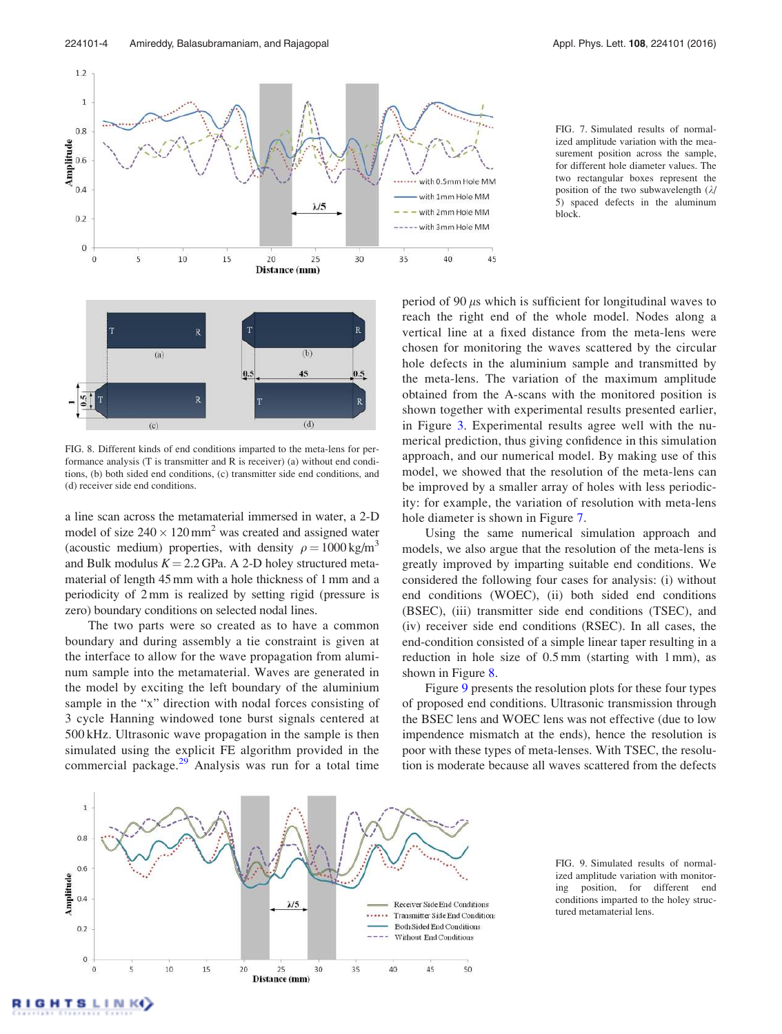FIG. 7. Simulated results of normalized amplitude variation with the measurement position across the sample, for different hole diameter values. The two rectangular boxes represent the position of the two subwavelength ($\lambda$/5) spaced defects in the aluminum block.

FIG. 8. Different kinds of end conditions imparted to the meta-lens for performance analysis (T is transmitter and R is receiver) (a) without end conditions, (b) both sided end conditions, (c) transmitter side end conditions, and (d) receiver side end conditions.

a line scan across the metamaterial immersed in water, a 2-D model of size $240 \times 120\,\text{mm}^2$ was created and assigned water (acoustic medium) properties, with density $\rho = 1000\,\text{kg/m}^3$ and Bulk modulus $K = 2.2\,\text{GPa}$. A 2-D holey structured metamaterial of length 45 mm with a hole thickness of 1 mm and a periodicity of 2 mm is realized by setting rigid (pressure is zero) boundary conditions on selected nodal lines.

The two parts were so created as to have a common boundary and during assembly a tie constraint is given at the interface to allow for the wave propagation from aluminum sample into the metamaterial. Waves are generated in the model by exciting the left boundary of the aluminium sample in the "x" direction with nodal forces consisting of 3 cycle Hanning windowed tone burst signals centered at 500 kHz. Ultrasonic wave propagation in the sample is then simulated using the explicit FE algorithm provided in the commercial package.[29] Analysis was run for a total time period of 90 $\mu$s which is sufficient for longitudinal waves to reach the right end of the whole model. Nodes along a vertical line at a fixed distance from the meta-lens were chosen for monitoring the waves scattered by the circular hole defects in the aluminium sample and transmitted by the meta-lens. The variation of the maximum amplitude obtained from the A-scans with the monitored position is shown together with experimental results presented earlier, in Figure 3. Experimental results agree well with the numerical prediction, thus giving confidence in this simulation approach, and our numerical model. By making use of this model, we showed that the resolution of the meta-lens can be improved by a smaller array of holes with less periodicity: for example, the variation of resolution with meta-lens hole diameter is shown in Figure 7.

Using the same numerical simulation approach and models, we also argue that the resolution of the meta-lens is greatly improved by imparting suitable end conditions. We considered the following four cases for analysis: (i) without end conditions (WOEC), (ii) both sided end conditions (BSEC), (iii) transmitter side end conditions (TSEC), and (iv) receiver side end conditions (RSEC). In all cases, the end-condition consisted of a simple linear taper resulting in a reduction in hole size of 0.5 mm (starting with 1 mm), as shown in Figure 8.

Figure 9 presents the resolution plots for these four types of proposed end conditions. Ultrasonic transmission through the BSEC lens and WOEC lens was not effective (due to low impendence mismatch at the ends), hence the resolution is poor with these types of meta-lenses. With TSEC, the resolution is moderate because all waves scattered from the defects

FIG. 9. Simulated results of normalized amplitude variation with monitoring position, for different end conditions imparted to the holey structured metamaterial lens.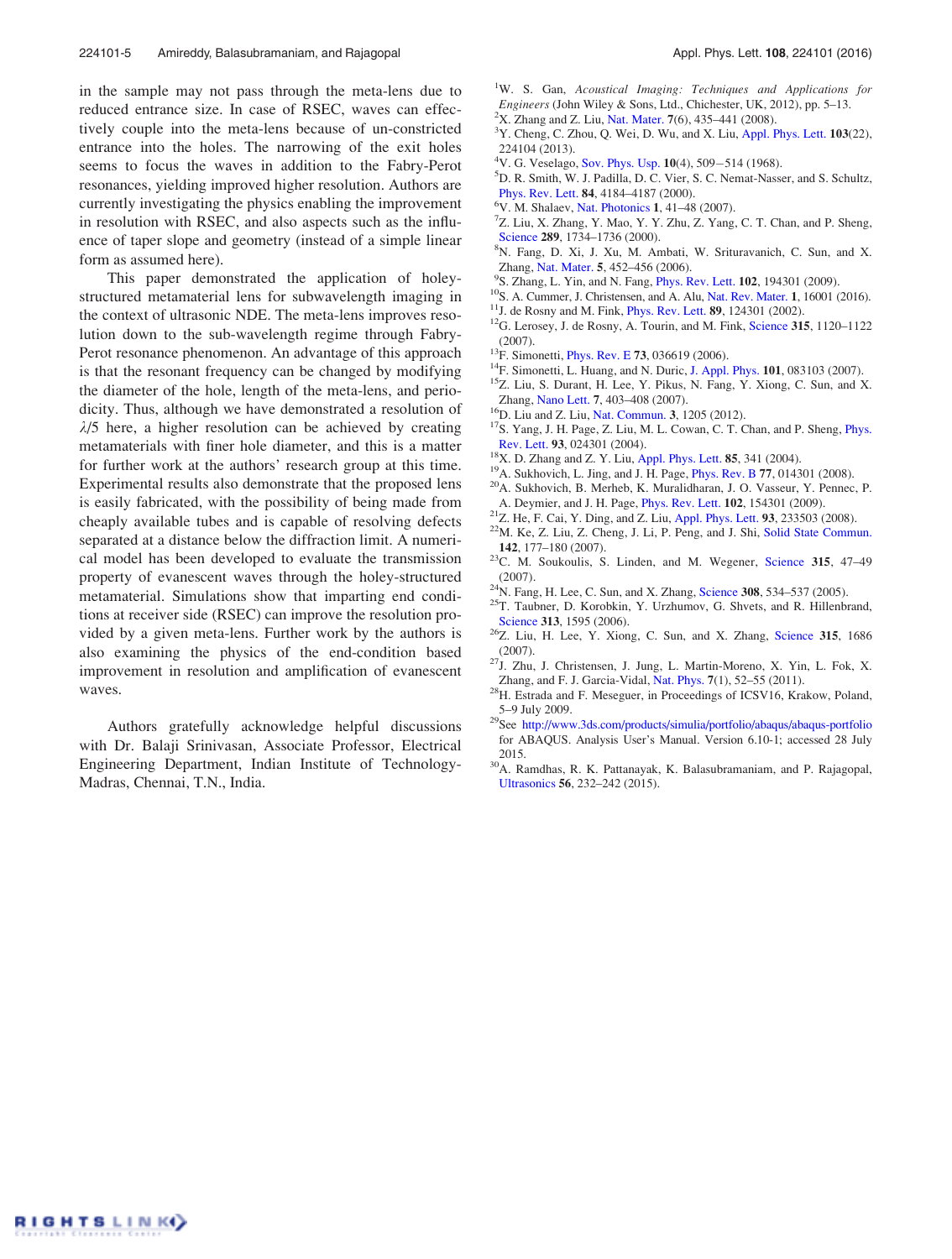in the sample may not pass through the meta-lens due to reduced entrance size. In case of RSEC, waves can effectively couple into the meta-lens because of un-constricted entrance into the holes. The narrowing of the exit holes seems to focus the waves in addition to the Fabry-Perot resonances, yielding improved higher resolution. Authors are currently investigating the physics enabling the improvement in resolution with RSEC, and also aspects such as the influence of taper slope and geometry (instead of a simple linear form as assumed here).

This paper demonstrated the application of holey-structured metamaterial lens for subwavelength imaging in the context of ultrasonic NDE. The meta-lens improves resolution down to the sub-wavelength regime through Fabry-Perot resonance phenomenon. An advantage of this approach is that the resonant frequency can be changed by modifying the diameter of the hole, length of the meta-lens, and periodicity. Thus, although we have demonstrated a resolution of $\lambda/5$ here, a higher resolution can be achieved by creating metamaterials with finer hole diameter, and this is a matter for further work at the authors' research group at this time. Experimental results also demonstrate that the proposed lens is easily fabricated, with the possibility of being made from cheaply available tubes and is capable of resolving defects separated at a distance below the diffraction limit. A numerical model has been developed to evaluate the transmission property of evanescent waves through the holey-structured metamaterial. Simulations show that imparting end conditions at receiver side (RSEC) can improve the resolution provided by a given meta-lens. Further work by the authors is also examining the physics of the end-condition based improvement in resolution and amplification of evanescent waves.

Authors gratefully acknowledge helpful discussions with Dr. Balaji Srinivasan, Associate Professor, Electrical Engineering Department, Indian Institute of Technology-Madras, Chennai, T.N., India.

[1] W. S. Gan, *Acoustical Imaging: Techniques and Applications for Engineers* (John Wiley & Sons, Ltd., Chichester, UK, 2012), pp. 5–13.
[2] X. Zhang and Z. Liu, Nat. Mater. 7(6), 435–441 (2008).
[3] Y. Cheng, C. Zhou, Q. Wei, D. Wu, and X. Liu, Appl. Phys. Lett. 103(22), 224104 (2013).
[4] V. G. Veselago, Sov. Phys. Usp. 10(4), 509–514 (1968).
[5] D. R. Smith, W. J. Padilla, D. C. Vier, S. C. Nemat-Nasser, and S. Schultz, Phys. Rev. Lett. 84, 4184–4187 (2000).
[6] V. M. Shalaev, Nat. Photonics 1, 41–48 (2007).
[7] Z. Liu, X. Zhang, Y. Mao, Y. Y. Zhu, Z. Yang, C. T. Chan, and P. Sheng, Science 289, 1734–1736 (2000).
[8] N. Fang, D. Xi, J. Xu, M. Ambati, W. Srituravanich, C. Sun, and X. Zhang, Nat. Mater. 5, 452–456 (2006).
[9] S. Zhang, L. Yin, and N. Fang, Phys. Rev. Lett. 102, 194301 (2009).
[10] S. A. Cummer, J. Christensen, and A. Alu, Nat. Rev. Mater. 1, 16001 (2016).
[11] J. de Rosny and M. Fink, Phys. Rev. Lett. 89, 124301 (2002).
[12] G. Lerosey, J. de Rosny, A. Tourin, and M. Fink, Science 315, 1120–1122 (2007).
[13] F. Simonetti, Phys. Rev. E 73, 036619 (2006).
[14] F. Simonetti, L. Huang, and N. Duric, J. Appl. Phys. 101, 083103 (2007).
[15] Z. Liu, S. Durant, H. Lee, Y. Pikus, N. Fang, Y. Xiong, C. Sun, and X. Zhang, Nano Lett. 7, 403–408 (2007).
[16] D. Liu and Z. Liu, Nat. Commun. 3, 1205 (2012).
[17] S. Yang, J. H. Page, Z. Liu, M. L. Cowan, C. T. Chan, and P. Sheng, Phys. Rev. Lett. 93, 024301 (2004).
[18] X. D. Zhang and Z. Y. Liu, Appl. Phys. Lett. 85, 341 (2004).
[19] A. Sukhovich, L. Jing, and J. H. Page, Phys. Rev. B 77, 014301 (2008).
[20] A. Sukhovich, B. Merheb, K. Muralidharan, J. O. Vasseur, Y. Pennec, P. A. Deymier, and J. H. Page, Phys. Rev. Lett. 102, 154301 (2009).
[21] Z. He, F. Cai, Y. Ding, and Z. Liu, Appl. Phys. Lett. 93, 233503 (2008).
[22] M. Ke, Z. Liu, Z. Cheng, J. Li, P. Peng, and J. Shi, Solid State Commun. 142, 177–180 (2007).
[23] C. M. Soukoulis, S. Linden, and M. Wegener, Science 315, 47–49 (2007).
[24] N. Fang, H. Lee, C. Sun, and X. Zhang, Science 308, 534–537 (2005).
[25] T. Taubner, D. Korobkin, Y. Urzhumov, G. Shvets, and R. Hillenbrand, Science 313, 1595 (2006).
[26] Z. Liu, H. Lee, Y. Xiong, C. Sun, and X. Zhang, Science 315, 1686 (2007).
[27] J. Zhu, J. Christensen, J. Jung, L. Martin-Moreno, X. Yin, L. Fok, X. Zhang, and F. J. Garcia-Vidal, Nat. Phys. 7(1), 52–55 (2011).
[28] H. Estrada and F. Meseguer, in Proceedings of ICSV16, Krakow, Poland, 5–9 July 2009.
[29] See http://www.3ds.com/products/simulia/portfolio/abaqus/abaqus-portfolio for ABAQUS. Analysis User's Manual. Version 6.10-1; accessed 28 July 2015.
[30] A. Ramdhas, R. K. Pattanayak, K. Balasubramaniam, and P. Rajagopal, Ultrasonics 56, 232–242 (2015).